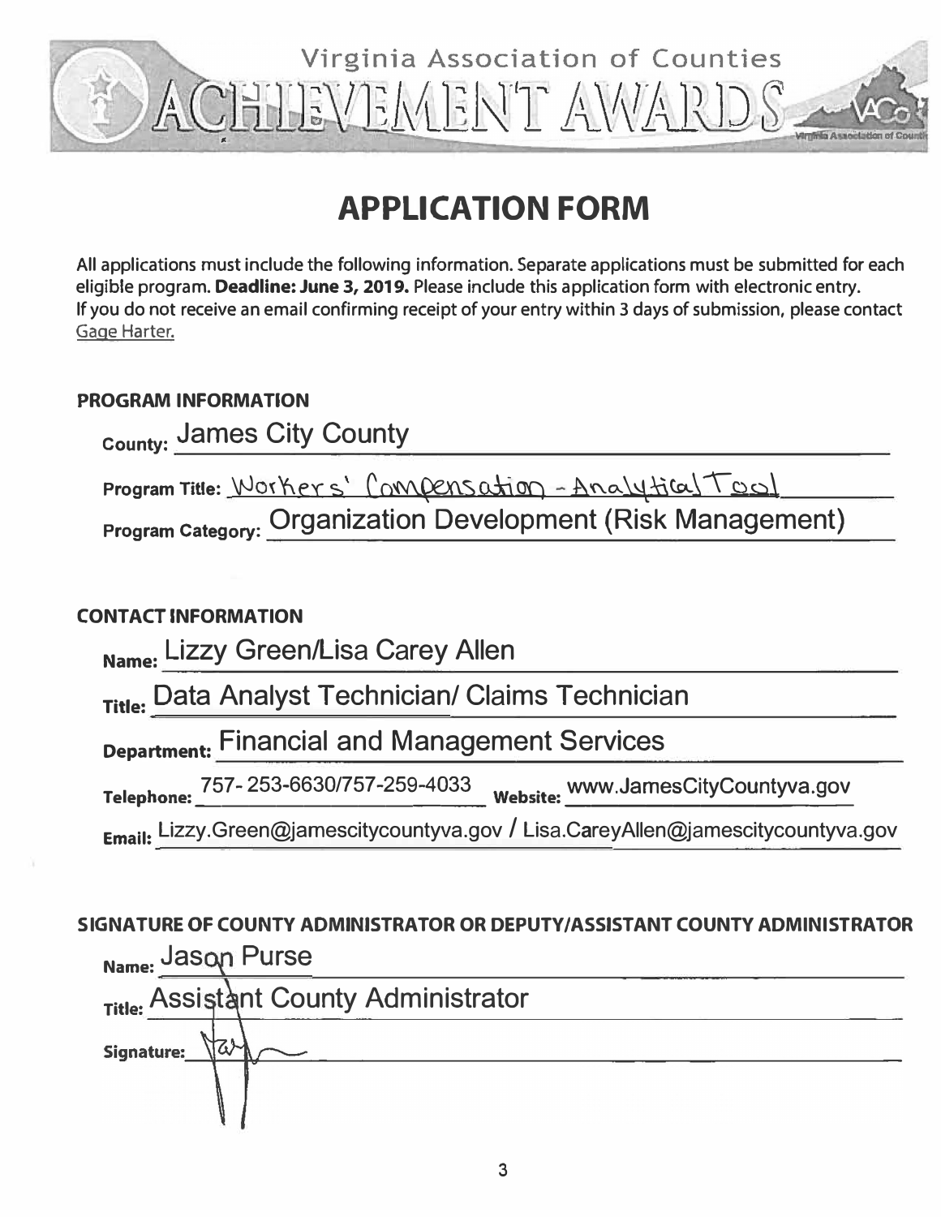Virginia Association of Counties

ACHIEVEMENT AWARDS

# APPLICATION FORM

All applications must include the following information. Separate applications must be submitted for each eligible program. **Deadline: June 3, 2019.** Please include this application form with electronic entry. If you do not receive an email confirming receipt of your entry within 3 days of submission, please contact Gage Harter.

### PROGRAM INFORMATION

**County:** James City County

**Program Title:** Workers' Compensation - Analytical Tool

**Program Category:** Organization Development (Risk Management)

### CONTACT INFORMATION

**Name:** Lizzy Green/Lisa Carey Allen

**Title:** Data Analyst Technician/ Claims Technician

**Department:** Financial and Management Services

**Telephone:** 757- 253-6630/757-259-4033 **Website:** www.JamesCityCountyva.gov

**Email:** Lizzy.Green@jamescitycountyva.gov / Lisa.CareyAllen@jamescitycountyva.gov

### SIGNATURE OF COUNTY ADMINISTRATOR OR DEPUTY/ASSISTANT COUNTY ADMINISTRATOR

**Name:** Jason Purse

**Title:** Assistant County Administrator

**Signature:**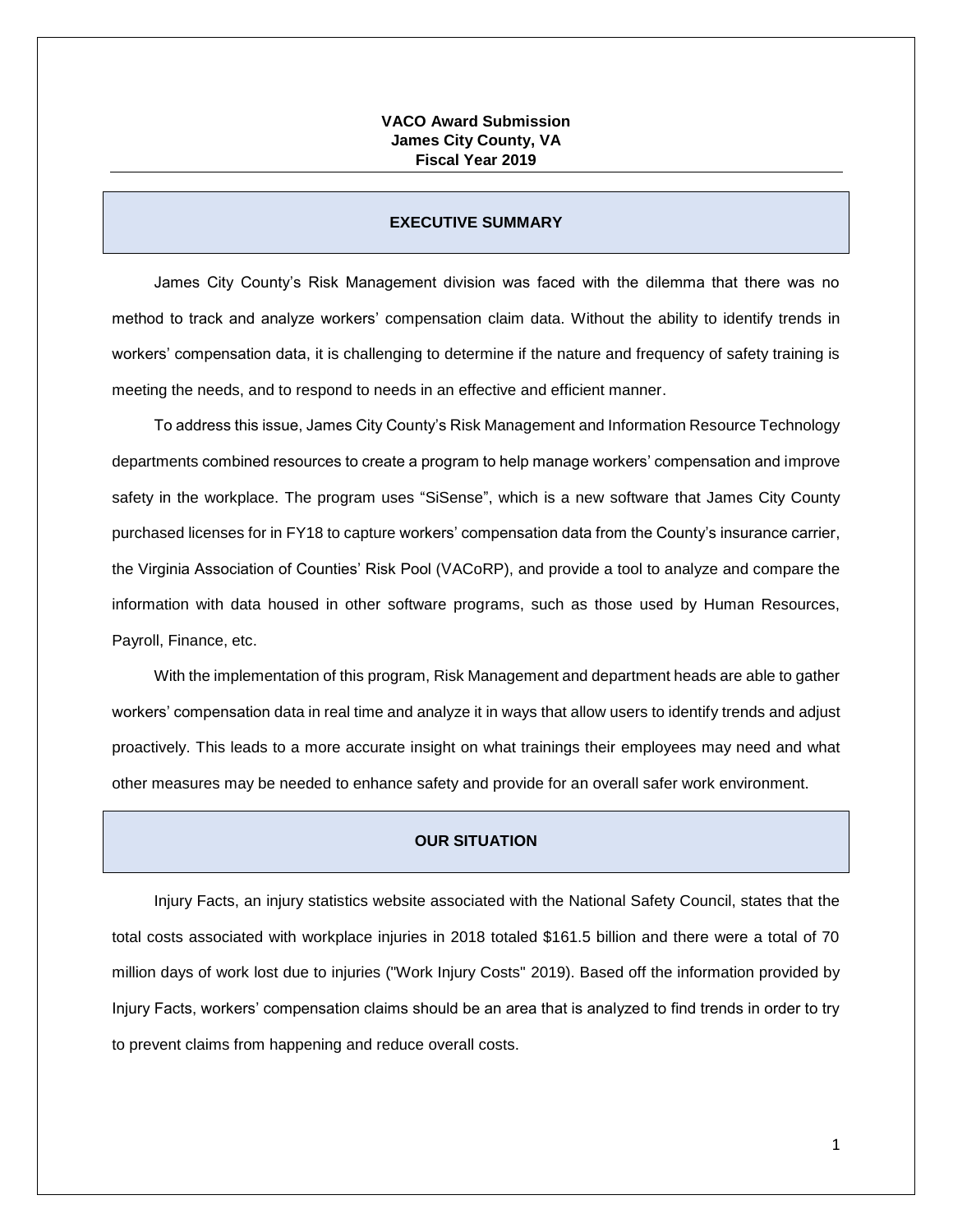**VACO Award Submission**
**James City County, VA**
**Fiscal Year 2019**

---

## EXECUTIVE SUMMARY

James City County's Risk Management division was faced with the dilemma that there was no method to track and analyze workers' compensation claim data. Without the ability to identify trends in workers' compensation data, it is challenging to determine if the nature and frequency of safety training is meeting the needs, and to respond to needs in an effective and efficient manner.

To address this issue, James City County's Risk Management and Information Resource Technology departments combined resources to create a program to help manage workers' compensation and improve safety in the workplace. The program uses "SiSense", which is a new software that James City County purchased licenses for in FY18 to capture workers' compensation data from the County's insurance carrier, the Virginia Association of Counties' Risk Pool (VACoRP), and provide a tool to analyze and compare the information with data housed in other software programs, such as those used by Human Resources, Payroll, Finance, etc.

With the implementation of this program, Risk Management and department heads are able to gather workers' compensation data in real time and analyze it in ways that allow users to identify trends and adjust proactively. This leads to a more accurate insight on what trainings their employees may need and what other measures may be needed to enhance safety and provide for an overall safer work environment.

## OUR SITUATION

Injury Facts, an injury statistics website associated with the National Safety Council, states that the total costs associated with workplace injuries in 2018 totaled $161.5 billion and there were a total of 70 million days of work lost due to injuries ("Work Injury Costs" 2019). Based off the information provided by Injury Facts, workers' compensation claims should be an area that is analyzed to find trends in order to try to prevent claims from happening and reduce overall costs.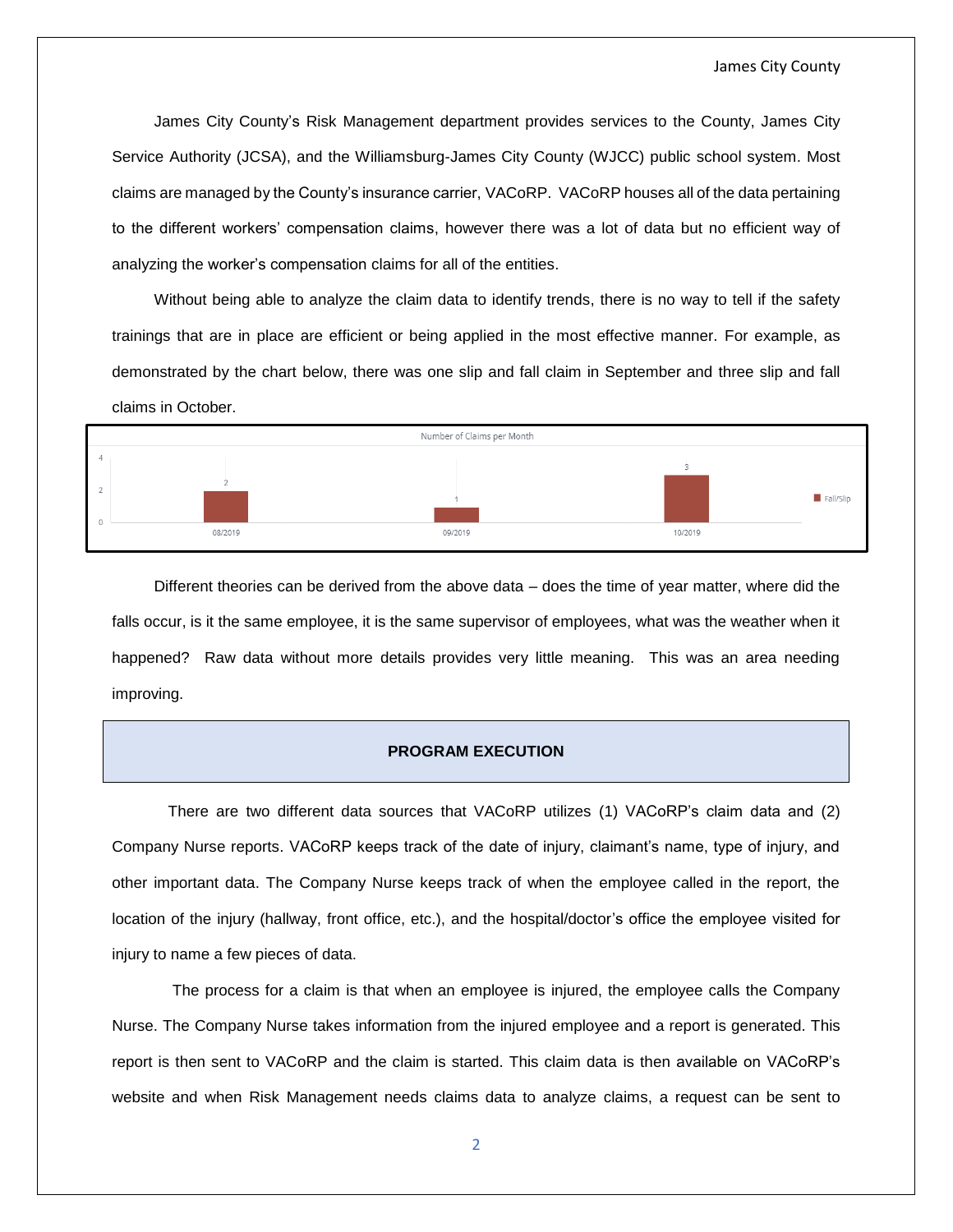James City County's Risk Management department provides services to the County, James City Service Authority (JCSA), and the Williamsburg-James City County (WJCC) public school system. Most claims are managed by the County's insurance carrier, VACoRP. VACoRP houses all of the data pertaining to the different workers' compensation claims, however there was a lot of data but no efficient way of analyzing the worker's compensation claims for all of the entities.

Without being able to analyze the claim data to identify trends, there is no way to tell if the safety trainings that are in place are efficient or being applied in the most effective manner. For example, as demonstrated by the chart below, there was one slip and fall claim in September and three slip and fall claims in October.

Number of Claims per Month

| Month | Fall/Slip |
|---|---|
| 08/2019 | 2 |
| 09/2019 | 1 |
| 10/2019 | 3 |

Different theories can be derived from the above data – does the time of year matter, where did the falls occur, is it the same employee, it is the same supervisor of employees, what was the weather when it happened? Raw data without more details provides very little meaning. This was an area needing improving.

## PROGRAM EXECUTION

There are two different data sources that VACoRP utilizes (1) VACoRP's claim data and (2) Company Nurse reports. VACoRP keeps track of the date of injury, claimant's name, type of injury, and other important data. The Company Nurse keeps track of when the employee called in the report, the location of the injury (hallway, front office, etc.), and the hospital/doctor's office the employee visited for injury to name a few pieces of data.

The process for a claim is that when an employee is injured, the employee calls the Company Nurse. The Company Nurse takes information from the injured employee and a report is generated. This report is then sent to VACoRP and the claim is started. This claim data is then available on VACoRP's website and when Risk Management needs claims data to analyze claims, a request can be sent to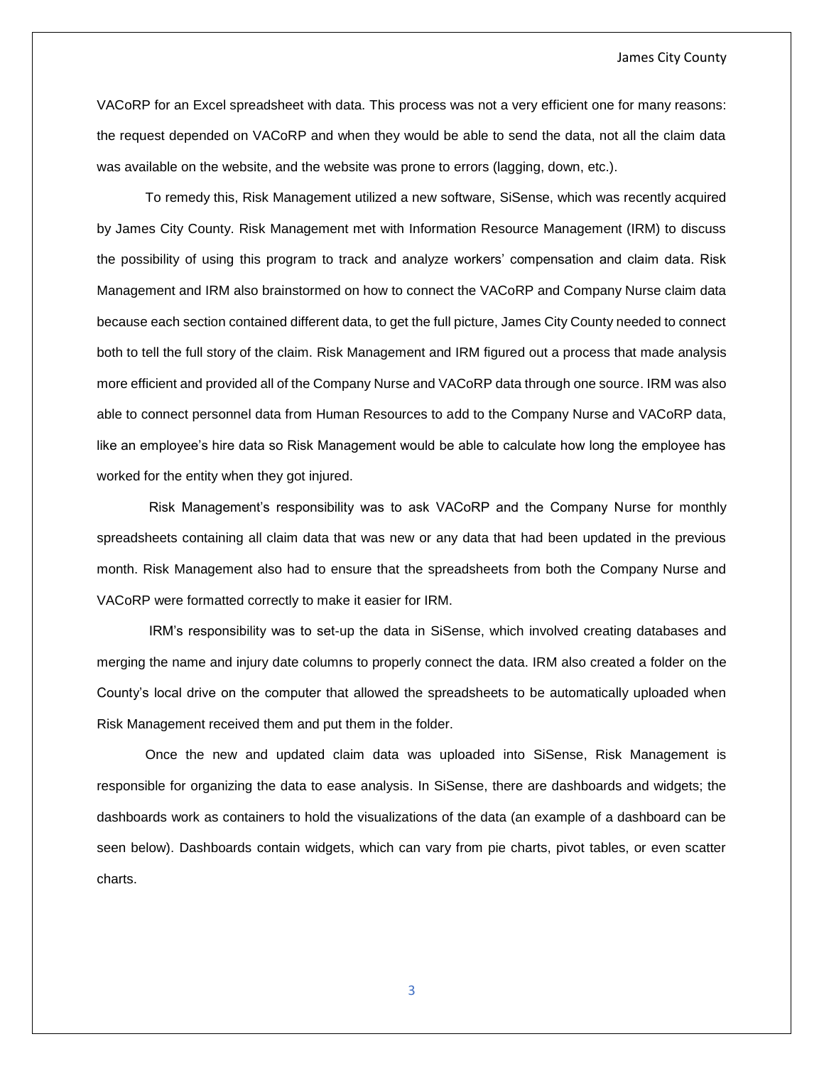VACoRP for an Excel spreadsheet with data. This process was not a very efficient one for many reasons: the request depended on VACoRP and when they would be able to send the data, not all the claim data was available on the website, and the website was prone to errors (lagging, down, etc.).

To remedy this, Risk Management utilized a new software, SiSense, which was recently acquired by James City County. Risk Management met with Information Resource Management (IRM) to discuss the possibility of using this program to track and analyze workers' compensation and claim data. Risk Management and IRM also brainstormed on how to connect the VACoRP and Company Nurse claim data because each section contained different data, to get the full picture, James City County needed to connect both to tell the full story of the claim. Risk Management and IRM figured out a process that made analysis more efficient and provided all of the Company Nurse and VACoRP data through one source. IRM was also able to connect personnel data from Human Resources to add to the Company Nurse and VACoRP data, like an employee's hire data so Risk Management would be able to calculate how long the employee has worked for the entity when they got injured.

Risk Management's responsibility was to ask VACoRP and the Company Nurse for monthly spreadsheets containing all claim data that was new or any data that had been updated in the previous month. Risk Management also had to ensure that the spreadsheets from both the Company Nurse and VACoRP were formatted correctly to make it easier for IRM.

IRM's responsibility was to set-up the data in SiSense, which involved creating databases and merging the name and injury date columns to properly connect the data. IRM also created a folder on the County's local drive on the computer that allowed the spreadsheets to be automatically uploaded when Risk Management received them and put them in the folder.

Once the new and updated claim data was uploaded into SiSense, Risk Management is responsible for organizing the data to ease analysis. In SiSense, there are dashboards and widgets; the dashboards work as containers to hold the visualizations of the data (an example of a dashboard can be seen below). Dashboards contain widgets, which can vary from pie charts, pivot tables, or even scatter charts.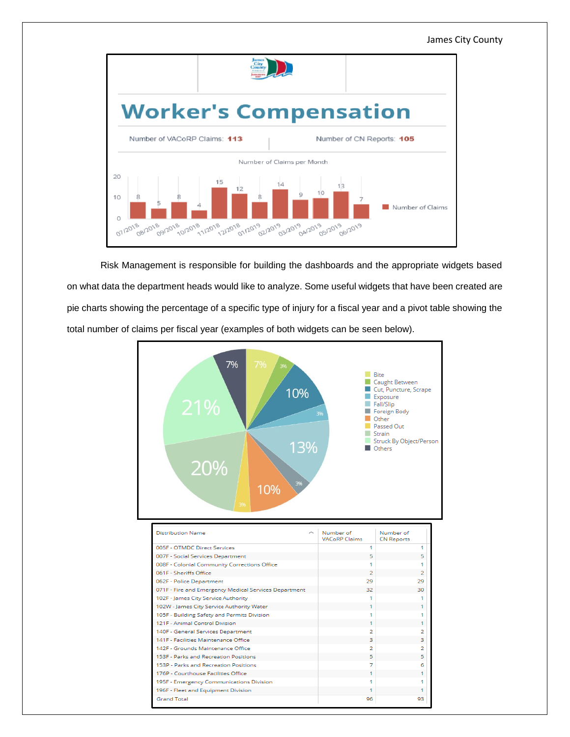Worker's Compensation

Number of VACoRP Claims: **113** | Number of CN Reports: **105**

Number of Claims per Month

| Month | Number of Claims |
|---|---|
| 07/2018 | 8 |
| 08/2018 | 5 |
| 09/2018 | 8 |
| 10/2018 | 4 |
| 11/2018 | 15 |
| 12/2018 | 12 |
| 01/2019 | 8 |
| 02/2019 | 14 |
| 03/2019 | 9 |
| 04/2019 | 10 |
| 05/2019 | 13 |
| 06/2019 | 7 |

Risk Management is responsible for building the dashboards and the appropriate widgets based on what data the department heads would like to analyze. Some useful widgets that have been created are pie charts showing the percentage of a specific type of injury for a fiscal year and a pivot table showing the total number of claims per fiscal year (examples of both widgets can be seen below).

| Injury Type | Percentage |
|---|---|
| Bite | 7% |
| Caught Between | 3% |
| Cut, Puncture, Scrape | 10% |
| Exposure | 3% |
| Fall/Slip | 13% |
| Foreign Body | 3% |
| Other | 10% |
| Passed Out | 3% |
| Strain | 20% |
| Struck By Object/Person | 21% |
| Others | 7% |

| Distribution Name | Number of VACoRP Claims | Number of CN Reports |
|---|---|---|
| 005F - OTMDC Direct Services | 1 | 1 |
| 007F - Social Services Department | 5 | 5 |
| 008F - Colonial Community Corrections Office | 1 | 1 |
| 061F - Sheriffs Office | 2 | 2 |
| 062F - Police Department | 29 | 29 |
| 071F - Fire and Emergency Medical Services Department | 32 | 30 |
| 102F - James City Service Authority | 1 | 1 |
| 102W - James City Service Authority Water | 1 | 1 |
| 105F - Building Safety and Permits Division | 1 | 1 |
| 121F - Animal Control Division | 1 | 1 |
| 140F - General Services Department | 2 | 2 |
| 141F - Facilities Maintenance Office | 3 | 3 |
| 142F - Grounds Maintenance Office | 2 | 2 |
| 153F - Parks and Recreation Positions | 5 | 5 |
| 153P - Parks and Recreation Positions | 7 | 6 |
| 176P - Courthouse Facilities Office | 1 | 1 |
| 195F - Emergency Communications Division | 1 | 1 |
| 196F - Fleet and Equipment Division | 1 | 1 |
| Grand Total | 96 | 93 |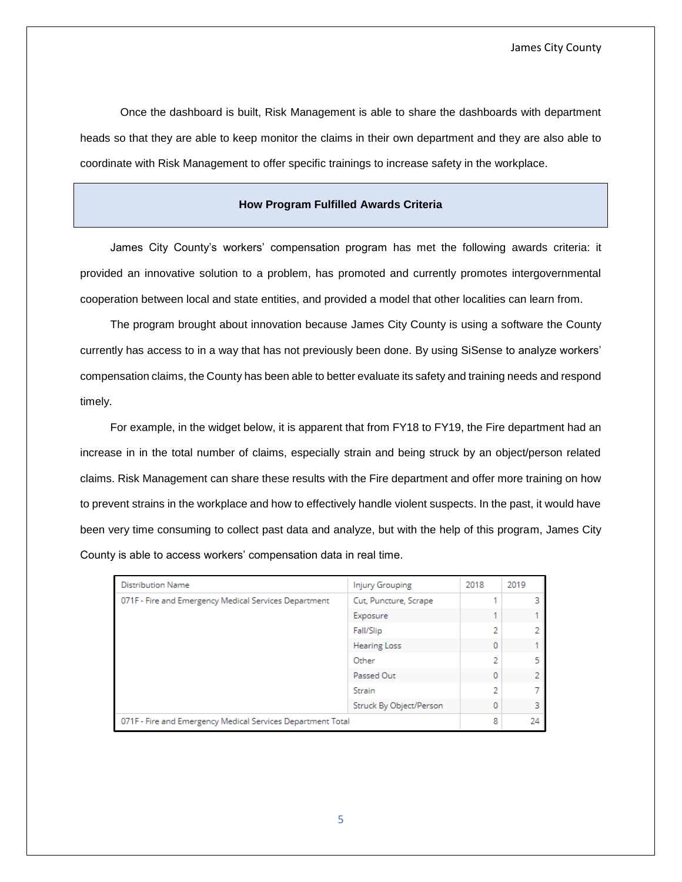Once the dashboard is built, Risk Management is able to share the dashboards with department heads so that they are able to keep monitor the claims in their own department and they are also able to coordinate with Risk Management to offer specific trainings to increase safety in the workplace.

## How Program Fulfilled Awards Criteria

James City County's workers' compensation program has met the following awards criteria: it provided an innovative solution to a problem, has promoted and currently promotes intergovernmental cooperation between local and state entities, and provided a model that other localities can learn from.

The program brought about innovation because James City County is using a software the County currently has access to in a way that has not previously been done. By using SiSense to analyze workers' compensation claims, the County has been able to better evaluate its safety and training needs and respond timely.

For example, in the widget below, it is apparent that from FY18 to FY19, the Fire department had an increase in in the total number of claims, especially strain and being struck by an object/person related claims. Risk Management can share these results with the Fire department and offer more training on how to prevent strains in the workplace and how to effectively handle violent suspects. In the past, it would have been very time consuming to collect past data and analyze, but with the help of this program, James City County is able to access workers' compensation data in real time.

| Distribution Name | Injury Grouping | 2018 | 2019 |
|---|---|---|---|
| 071F - Fire and Emergency Medical Services Department | Cut, Puncture, Scrape | 1 | 3 |
| | Exposure | 1 | 1 |
| | Fall/Slip | 2 | 2 |
| | Hearing Loss | 0 | 1 |
| | Other | 2 | 5 |
| | Passed Out | 0 | 2 |
| | Strain | 2 | 7 |
| | Struck By Object/Person | 0 | 3 |
| 071F - Fire and Emergency Medical Services Department Total | | 8 | 24 |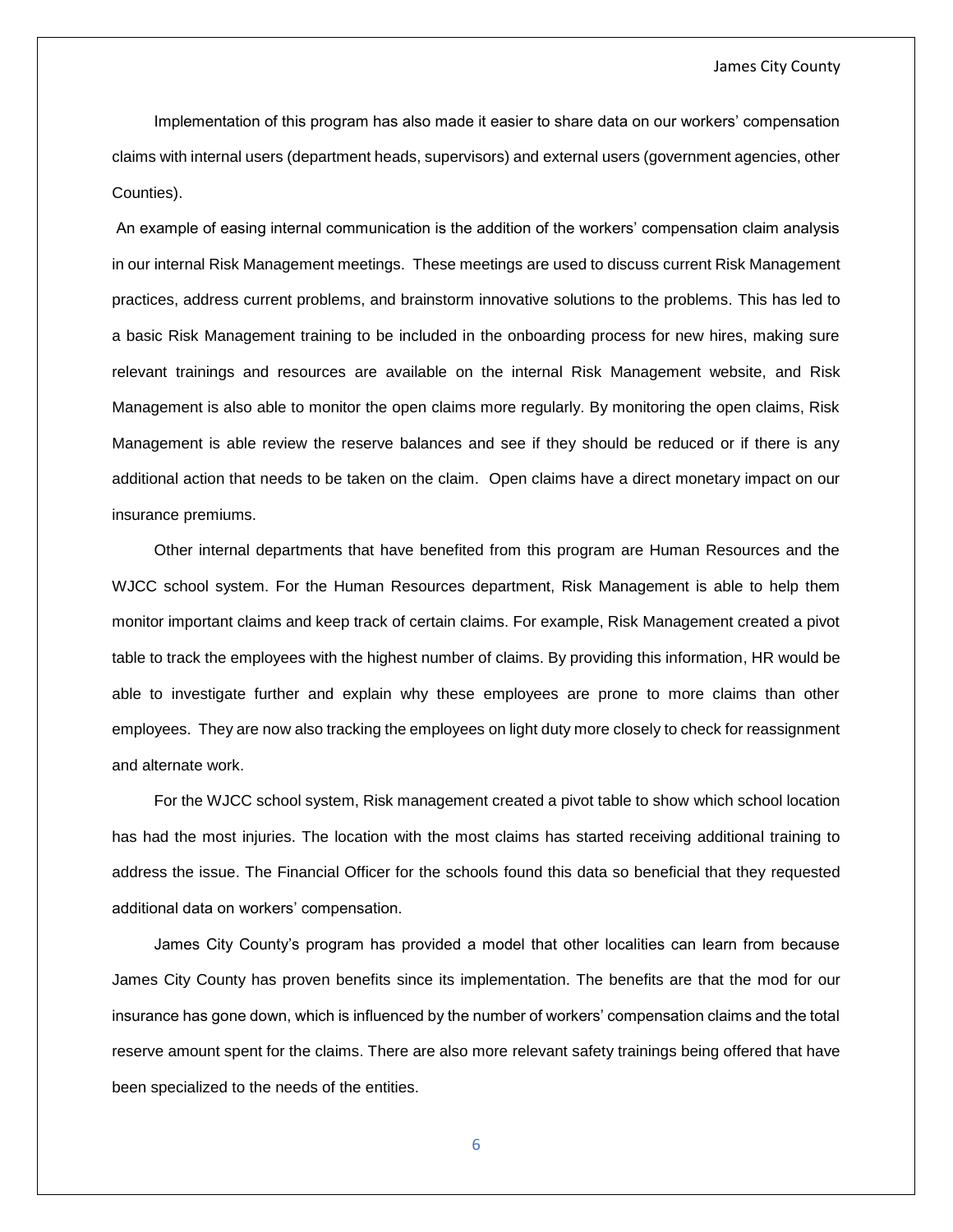Implementation of this program has also made it easier to share data on our workers' compensation claims with internal users (department heads, supervisors) and external users (government agencies, other Counties).

An example of easing internal communication is the addition of the workers' compensation claim analysis in our internal Risk Management meetings. These meetings are used to discuss current Risk Management practices, address current problems, and brainstorm innovative solutions to the problems. This has led to a basic Risk Management training to be included in the onboarding process for new hires, making sure relevant trainings and resources are available on the internal Risk Management website, and Risk Management is also able to monitor the open claims more regularly. By monitoring the open claims, Risk Management is able review the reserve balances and see if they should be reduced or if there is any additional action that needs to be taken on the claim. Open claims have a direct monetary impact on our insurance premiums.

Other internal departments that have benefited from this program are Human Resources and the WJCC school system. For the Human Resources department, Risk Management is able to help them monitor important claims and keep track of certain claims. For example, Risk Management created a pivot table to track the employees with the highest number of claims. By providing this information, HR would be able to investigate further and explain why these employees are prone to more claims than other employees. They are now also tracking the employees on light duty more closely to check for reassignment and alternate work.

For the WJCC school system, Risk management created a pivot table to show which school location has had the most injuries. The location with the most claims has started receiving additional training to address the issue. The Financial Officer for the schools found this data so beneficial that they requested additional data on workers' compensation.

James City County's program has provided a model that other localities can learn from because James City County has proven benefits since its implementation. The benefits are that the mod for our insurance has gone down, which is influenced by the number of workers' compensation claims and the total reserve amount spent for the claims. There are also more relevant safety trainings being offered that have been specialized to the needs of the entities.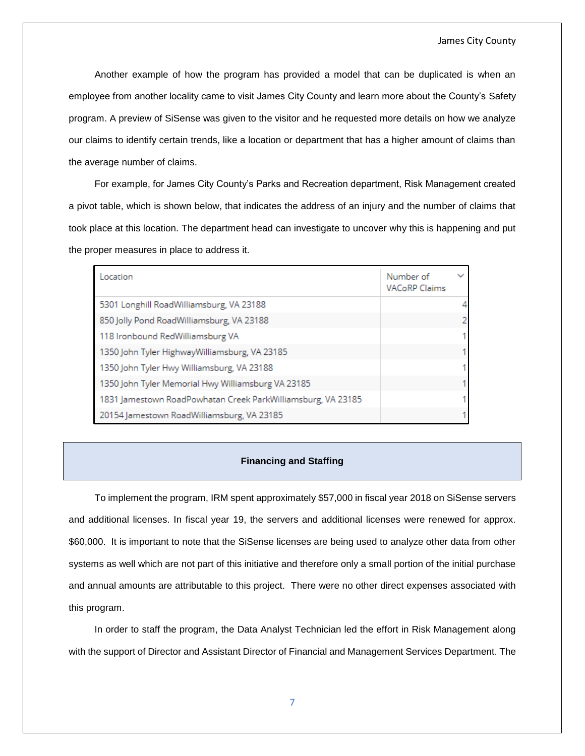Another example of how the program has provided a model that can be duplicated is when an employee from another locality came to visit James City County and learn more about the County's Safety program. A preview of SiSense was given to the visitor and he requested more details on how we analyze our claims to identify certain trends, like a location or department that has a higher amount of claims than the average number of claims.

For example, for James City County's Parks and Recreation department, Risk Management created a pivot table, which is shown below, that indicates the address of an injury and the number of claims that took place at this location. The department head can investigate to uncover why this is happening and put the proper measures in place to address it.

| Location | Number of VACoRP Claims |
|---|---|
| 5301 Longhill RoadWilliamsburg, VA 23188 | 4 |
| 850 Jolly Pond RoadWilliamsburg, VA 23188 | 2 |
| 118 Ironbound RedWilliamsburg VA | 1 |
| 1350 John Tyler HighwayWilliamsburg, VA 23185 | 1 |
| 1350 John Tyler Hwy Williamsburg, VA 23188 | 1 |
| 1350 John Tyler Memorial Hwy Williamsburg VA 23185 | 1 |
| 1831 Jamestown RoadPowhatan Creek ParkWilliamsburg, VA 23185 | 1 |
| 20154 Jamestown RoadWilliamsburg, VA 23185 | 1 |

## Financing and Staffing

To implement the program, IRM spent approximately $57,000 in fiscal year 2018 on SiSense servers and additional licenses. In fiscal year 19, the servers and additional licenses were renewed for approx. $60,000. It is important to note that the SiSense licenses are being used to analyze other data from other systems as well which are not part of this initiative and therefore only a small portion of the initial purchase and annual amounts are attributable to this project. There were no other direct expenses associated with this program.

In order to staff the program, the Data Analyst Technician led the effort in Risk Management along with the support of Director and Assistant Director of Financial and Management Services Department. The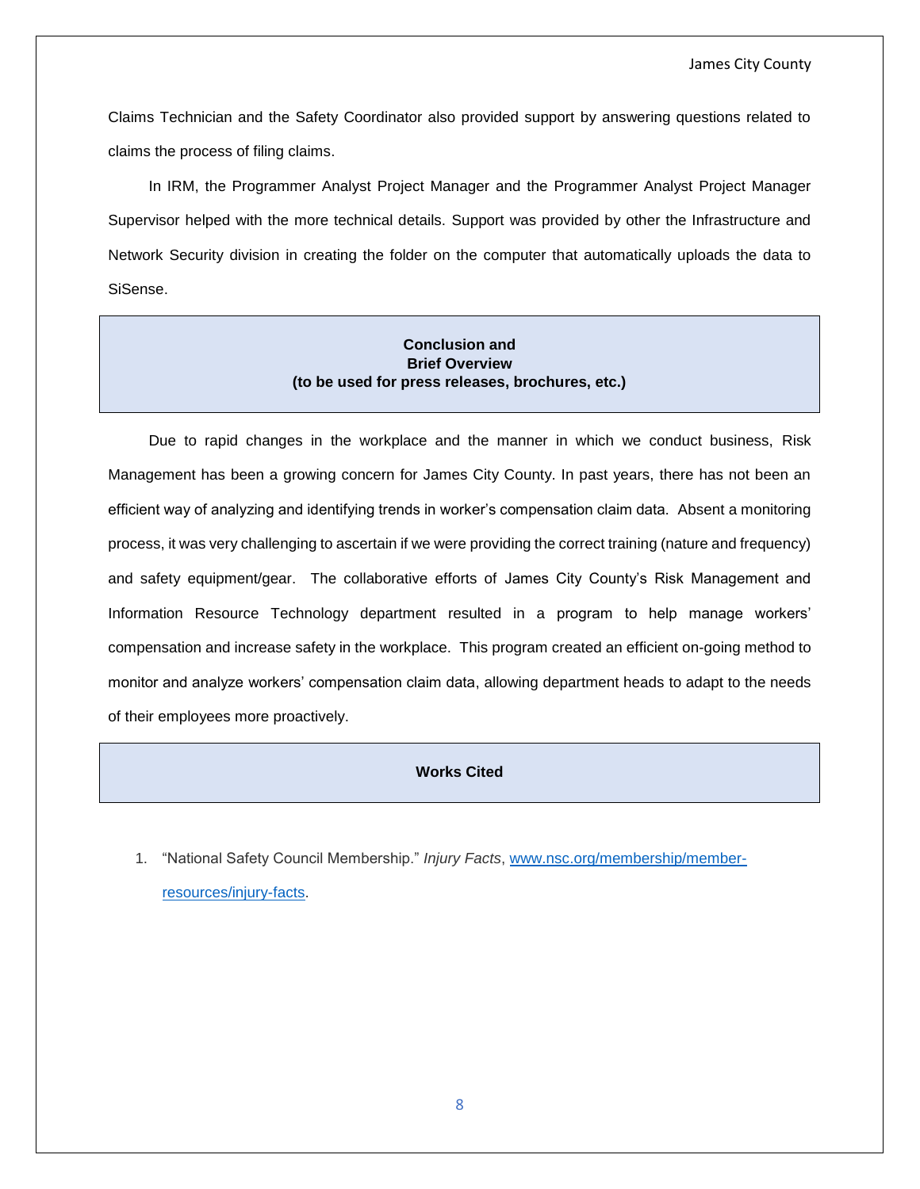Claims Technician and the Safety Coordinator also provided support by answering questions related to claims the process of filing claims.

In IRM, the Programmer Analyst Project Manager and the Programmer Analyst Project Manager Supervisor helped with the more technical details. Support was provided by other the Infrastructure and Network Security division in creating the folder on the computer that automatically uploads the data to SiSense.

## Conclusion and Brief Overview (to be used for press releases, brochures, etc.)

Due to rapid changes in the workplace and the manner in which we conduct business, Risk Management has been a growing concern for James City County. In past years, there has not been an efficient way of analyzing and identifying trends in worker's compensation claim data. Absent a monitoring process, it was very challenging to ascertain if we were providing the correct training (nature and frequency) and safety equipment/gear. The collaborative efforts of James City County's Risk Management and Information Resource Technology department resulted in a program to help manage workers' compensation and increase safety in the workplace. This program created an efficient on-going method to monitor and analyze workers' compensation claim data, allowing department heads to adapt to the needs of their employees more proactively.

## Works Cited

1. "National Safety Council Membership." *Injury Facts*, www.nsc.org/membership/member-resources/injury-facts.